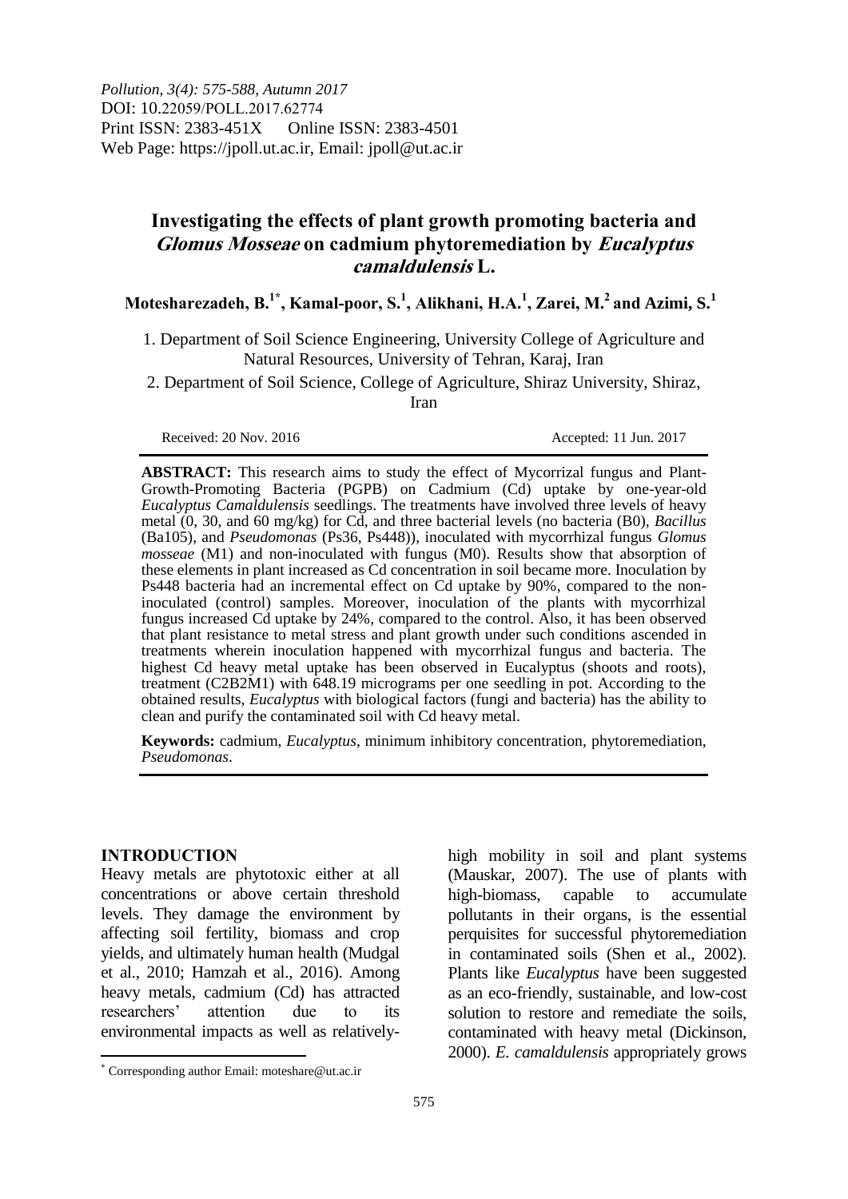*Pollution, 3(4): 575-588, Autumn 2017*
DOI: 10.22059/POLL.2017.62774
Print ISSN: 2383-451X Online ISSN: 2383-4501
Web Page: https://jpoll.ut.ac.ir, Email: jpoll@ut.ac.ir

# Investigating the effects of plant growth promoting bacteria and *Glomus Mosseae* on cadmium phytoremediation by *Eucalyptus camaldulensis* L.

**Motesharezadeh, B.[1*], Kamal-poor, S.[1], Alikhani, H.A.[1], Zarei, M.[2] and Azimi, S.[1]**

1. Department of Soil Science Engineering, University College of Agriculture and Natural Resources, University of Tehran, Karaj, Iran

2. Department of Soil Science, College of Agriculture, Shiraz University, Shiraz, Iran

Received: 20 Nov. 2016 Accepted: 11 Jun. 2017

**ABSTRACT:** This research aims to study the effect of Mycorrizal fungus and Plant-Growth-Promoting Bacteria (PGPB) on Cadmium (Cd) uptake by one-year-old *Eucalyptus Camaldulensis* seedlings. The treatments have involved three levels of heavy metal (0, 30, and 60 mg/kg) for Cd, and three bacterial levels (no bacteria (B0), *Bacillus* (Ba105), and *Pseudomonas* (Ps36, Ps448)), inoculated with mycorrhizal fungus *Glomus mosseae* (M1) and non-inoculated with fungus (M0). Results show that absorption of these elements in plant increased as Cd concentration in soil became more. Inoculation by Ps448 bacteria had an incremental effect on Cd uptake by 90%, compared to the non-inoculated (control) samples. Moreover, inoculation of the plants with mycorrhizal fungus increased Cd uptake by 24%, compared to the control. Also, it has been observed that plant resistance to metal stress and plant growth under such conditions ascended in treatments wherein inoculation happened with mycorrhizal fungus and bacteria. The highest Cd heavy metal uptake has been observed in Eucalyptus (shoots and roots), treatment (C2B2M1) with 648.19 micrograms per one seedling in pot. According to the obtained results, *Eucalyptus* with biological factors (fungi and bacteria) has the ability to clean and purify the contaminated soil with Cd heavy metal.

**Keywords:** cadmium, *Eucalyptus*, minimum inhibitory concentration, phytoremediation, *Pseudomonas*.

## INTRODUCTION

Heavy metals are phytotoxic either at all concentrations or above certain threshold levels. They damage the environment by affecting soil fertility, biomass and crop yields, and ultimately human health (Mudgal et al., 2010; Hamzah et al., 2016). Among heavy metals, cadmium (Cd) has attracted researchers' attention due to its environmental impacts as well as relatively-high mobility in soil and plant systems (Mauskar, 2007). The use of plants with high-biomass, capable to accumulate pollutants in their organs, is the essential perquisites for successful phytoremediation in contaminated soils (Shen et al., 2002). Plants like *Eucalyptus* have been suggested as an eco-friendly, sustainable, and low-cost solution to restore and remediate the soils, contaminated with heavy metal (Dickinson, 2000). *E. camaldulensis* appropriately grows

[*] Corresponding author Email: moteshare@ut.ac.ir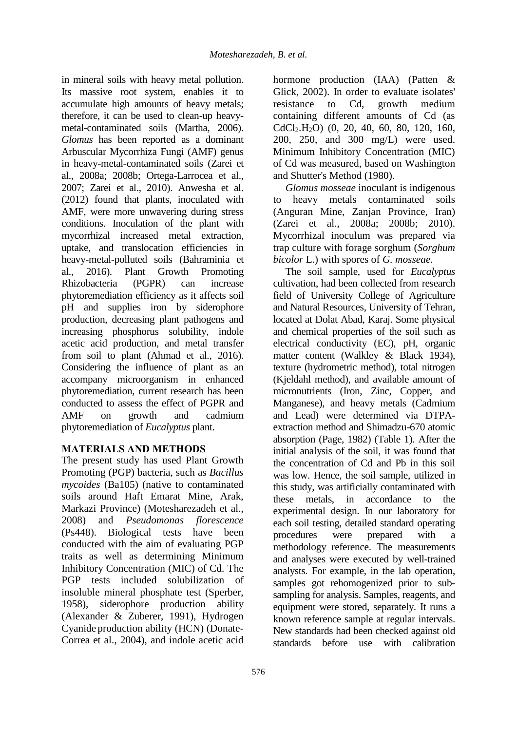in mineral soils with heavy metal pollution. Its massive root system, enables it to accumulate high amounts of heavy metals; therefore, it can be used to clean-up heavy-metal-contaminated soils (Martha, 2006). *Glomus* has been reported as a dominant Arbuscular Mycorrhiza Fungi (AMF) genus in heavy-metal-contaminated soils (Zarei et al., 2008a; 2008b; Ortega-Larrocea et al., 2007; Zarei et al., 2010). Anwesha et al. (2012) found that plants, inoculated with AMF, were more unwavering during stress conditions. Inoculation of the plant with mycorrhizal increased metal extraction, uptake, and translocation efficiencies in heavy-metal-polluted soils (Bahraminia et al., 2016). Plant Growth Promoting Rhizobacteria (PGPR) can increase phytoremediation efficiency as it affects soil pH and supplies iron by siderophore production, decreasing plant pathogens and increasing phosphorus solubility, indole acetic acid production, and metal transfer from soil to plant (Ahmad et al., 2016). Considering the influence of plant as an accompany microorganism in enhanced phytoremediation, current research has been conducted to assess the effect of PGPR and AMF on growth and cadmium phytoremediation of *Eucalyptus* plant.

## MATERIALS AND METHODS

The present study has used Plant Growth Promoting (PGP) bacteria, such as *Bacillus mycoides* (Ba105) (native to contaminated soils around Haft Emarat Mine, Arak, Markazi Province) (Motesharezadeh et al., 2008) and *Pseudomonas florescence* (Ps448). Biological tests have been conducted with the aim of evaluating PGP traits as well as determining Minimum Inhibitory Concentration (MIC) of Cd. The PGP tests included solubilization of insoluble mineral phosphate test (Sperber, 1958), siderophore production ability (Alexander & Zuberer, 1991), Hydrogen Cyanide production ability (HCN) (Donate-Correa et al., 2004), and indole acetic acid hormone production (IAA) (Patten & Glick, 2002). In order to evaluate isolates' resistance to Cd, growth medium containing different amounts of Cd (as $CdCl_2.H_2O$) (0, 20, 40, 60, 80, 120, 160, 200, 250, and 300 mg/L) were used. Minimum Inhibitory Concentration (MIC) of Cd was measured, based on Washington and Shutter's Method (1980).

*Glomus mosseae* inoculant is indigenous to heavy metals contaminated soils (Anguran Mine, Zanjan Province, Iran) (Zarei et al., 2008a; 2008b; 2010). Mycorrhizal inoculum was prepared via trap culture with forage sorghum (*Sorghum bicolor* L.) with spores of *G. mosseae*.

The soil sample, used for *Eucalyptus* cultivation, had been collected from research field of University College of Agriculture and Natural Resources, University of Tehran, located at Dolat Abad, Karaj. Some physical and chemical properties of the soil such as electrical conductivity (EC), pH, organic matter content (Walkley & Black 1934), texture (hydrometric method), total nitrogen (Kjeldahl method), and available amount of micronutrients (Iron, Zinc, Copper, and Manganese), and heavy metals (Cadmium and Lead) were determined via DTPA-extraction method and Shimadzu-670 atomic absorption (Page, 1982) (Table 1). After the initial analysis of the soil, it was found that the concentration of Cd and Pb in this soil was low. Hence, the soil sample, utilized in this study, was artificially contaminated with these metals, in accordance to the experimental design. In our laboratory for each soil testing, detailed standard operating procedures were prepared with a methodology reference. The measurements and analyses were executed by well-trained analysts. For example, in the lab operation, samples got rehomogenized prior to sub-sampling for analysis. Samples, reagents, and equipment were stored, separately. It runs a known reference sample at regular intervals. New standards had been checked against old standards before use with calibration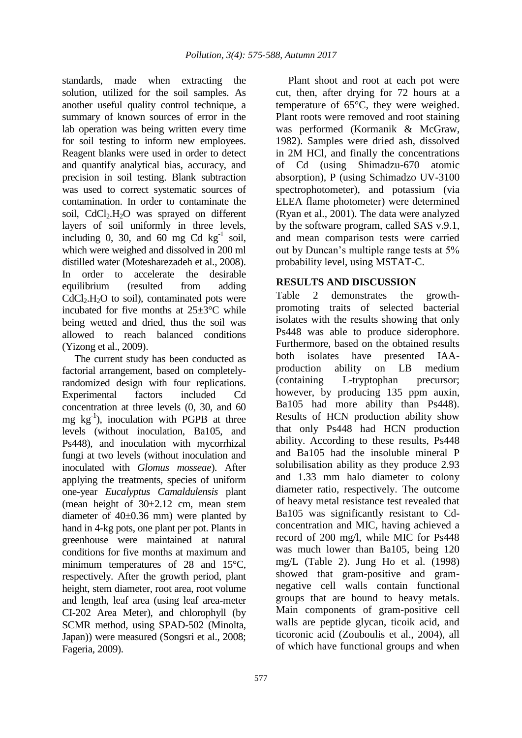standards, made when extracting the solution, utilized for the soil samples. As another useful quality control technique, a summary of known sources of error in the lab operation was being written every time for soil testing to inform new employees. Reagent blanks were used in order to detect and quantify analytical bias, accuracy, and precision in soil testing. Blank subtraction was used to correct systematic sources of contamination. In order to contaminate the soil, $CdCl_2.H_2O$ was sprayed on different layers of soil uniformly in three levels, including 0, 30, and 60 mg Cd $kg^{-1}$ soil, which were weighed and dissolved in 200 ml distilled water (Motesharezadeh et al., 2008). In order to accelerate the desirable equilibrium (resulted from adding $CdCl_2.H_2O$ to soil), contaminated pots were incubated for five months at 25±3°C while being wetted and dried, thus the soil was allowed to reach balanced conditions (Yizong et al., 2009).

The current study has been conducted as factorial arrangement, based on completely-randomized design with four replications. Experimental factors included Cd concentration at three levels (0, 30, and 60 mg $kg^{-1}$), inoculation with PGPB at three levels (without inoculation, Ba105, and Ps448), and inoculation with mycorrhizal fungi at two levels (without inoculation and inoculated with *Glomus mosseae*). After applying the treatments, species of uniform one-year *Eucalyptus Camaldulensis* plant (mean height of 30±2.12 cm, mean stem diameter of 40±0.36 mm) were planted by hand in 4-kg pots, one plant per pot. Plants in greenhouse were maintained at natural conditions for five months at maximum and minimum temperatures of 28 and 15°C, respectively. After the growth period, plant height, stem diameter, root area, root volume and length, leaf area (using leaf area-meter CI-202 Area Meter), and chlorophyll (by SCMR method, using SPAD-502 (Minolta, Japan)) were measured (Songsri et al., 2008; Fageria, 2009).

Plant shoot and root at each pot were cut, then, after drying for 72 hours at a temperature of 65°C, they were weighed. Plant roots were removed and root staining was performed (Kormanik & McGraw, 1982). Samples were dried ash, dissolved in 2M HCl, and finally the concentrations of Cd (using Shimadzu-670 atomic absorption), P (using Schimadzo UV-3100 spectrophotometer), and potassium (via ELEA flame photometer) were determined (Ryan et al., 2001). The data were analyzed by the software program, called SAS v.9.1, and mean comparison tests were carried out by Duncan's multiple range tests at 5% probability level, using MSTAT-C.

## RESULTS AND DISCUSSION

Table 2 demonstrates the growth-promoting traits of selected bacterial isolates with the results showing that only Ps448 was able to produce siderophore. Furthermore, based on the obtained results both isolates have presented IAA-production ability on LB medium (containing L-tryptophan precursor; however, by producing 135 ppm auxin, Ba105 had more ability than Ps448). Results of HCN production ability show that only Ps448 had HCN production ability. According to these results, Ps448 and Ba105 had the insoluble mineral P solubilisation ability as they produce 2.93 and 1.33 mm halo diameter to colony diameter ratio, respectively. The outcome of heavy metal resistance test revealed that Ba105 was significantly resistant to Cd-concentration and MIC, having achieved a record of 200 mg/l, while MIC for Ps448 was much lower than Ba105, being 120 mg/L (Table 2). Jung Ho et al. (1998) showed that gram-positive and gram-negative cell walls contain functional groups that are bound to heavy metals. Main components of gram-positive cell walls are peptide glycan, ticoik acid, and ticoronic acid (Zouboulis et al., 2004), all of which have functional groups and when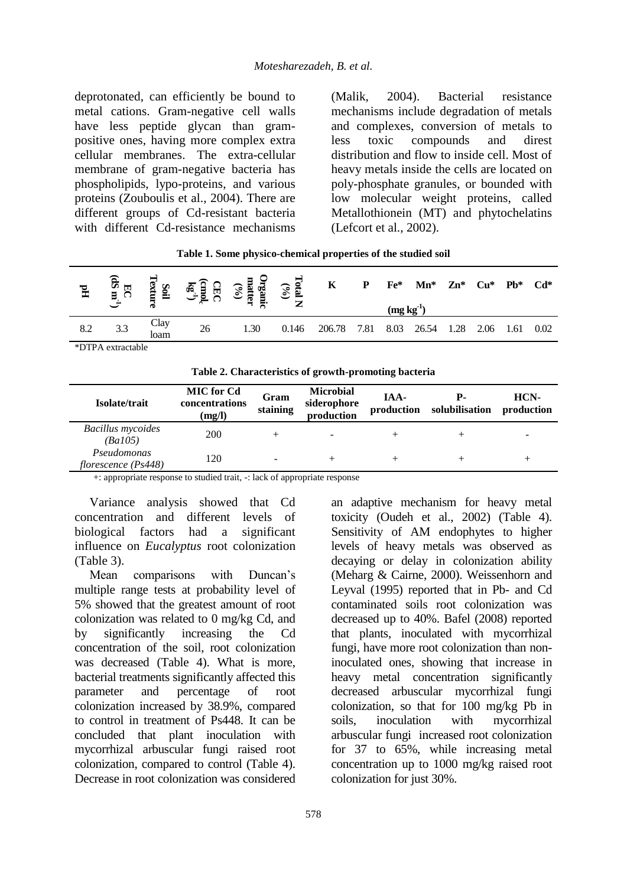deprotonated, can efficiently be bound to metal cations. Gram-negative cell walls have less peptide glycan than gram-positive ones, having more complex extra cellular membranes. The extra-cellular membrane of gram-negative bacteria has phospholipids, lypo-proteins, and various proteins (Zouboulis et al., 2004). There are different groups of Cd-resistant bacteria with different Cd-resistance mechanisms (Malik, 2004). Bacterial resistance mechanisms include degradation of metals and complexes, conversion of metals to less toxic compounds and direst distribution and flow to inside cell. Most of heavy metals inside the cells are located on poly-phosphate granules, or bounded with low molecular weight proteins, called Metallothionein (MT) and phytochelatins (Lefcort et al., 2002).

**Table 1. Some physico-chemical properties of the studied soil**

| pH | EC (dS $m^{-1}$) | Soil Texture | CEC ($cmol_c$ $kg^{-1}$) | Organic matter (%) | Total N (%) | K | P | Fe* | Mn* | Zn* | Cu* | Pb* | Cd* |
|---|---|---|---|---|---|---|---|---|---|---|---|---|---|
| | | | | | | (mg $kg^{-1}$) | | | | | | | |
| 8.2 | 3.3 | Clay loam | 26 | 1.30 | 0.146 | 206.78 | 7.81 | 8.03 | 26.54 | 1.28 | 2.06 | 1.61 | 0.02 |

*DTPA extractable

**Table 2. Characteristics of growth-promoting bacteria**

| Isolate/trait | MIC for Cd concentrations (mg/l) | Gram staining | Microbial siderophore production | IAA-production | P-solubilisation | HCN-production |
|---|---|---|---|---|---|---|
| *Bacillus mycoides (Ba105)* | 200 | + | - | + | + | - |
| *Pseudomonas florescence (Ps448)* | 120 | - | + | + | + | + |

+: appropriate response to studied trait, -: lack of appropriate response

Variance analysis showed that Cd concentration and different levels of biological factors had a significant influence on *Eucalyptus* root colonization (Table 3).

Mean comparisons with Duncan's multiple range tests at probability level of 5% showed that the greatest amount of root colonization was related to 0 mg/kg Cd, and by significantly increasing the Cd concentration of the soil, root colonization was decreased (Table 4). What is more, bacterial treatments significantly affected this parameter and percentage of root colonization increased by 38.9%, compared to control in treatment of Ps448. It can be concluded that plant inoculation with mycorrhizal arbuscular fungi raised root colonization, compared to control (Table 4). Decrease in root colonization was considered an adaptive mechanism for heavy metal toxicity (Oudeh et al., 2002) (Table 4). Sensitivity of AM endophytes to higher levels of heavy metals was observed as decaying or delay in colonization ability (Meharg & Cairne, 2000). Weissenhorn and Leyval (1995) reported that in Pb- and Cd contaminated soils root colonization was decreased up to 40%. Bafel (2008) reported that plants, inoculated with mycorrhizal fungi, have more root colonization than non-inoculated ones, showing that increase in heavy metal concentration significantly decreased arbuscular mycorrhizal fungi colonization, so that for 100 mg/kg Pb in soils, inoculation with mycorrhizal arbuscular fungi increased root colonization for 37 to 65%, while increasing metal concentration up to 1000 mg/kg raised root colonization for just 30%.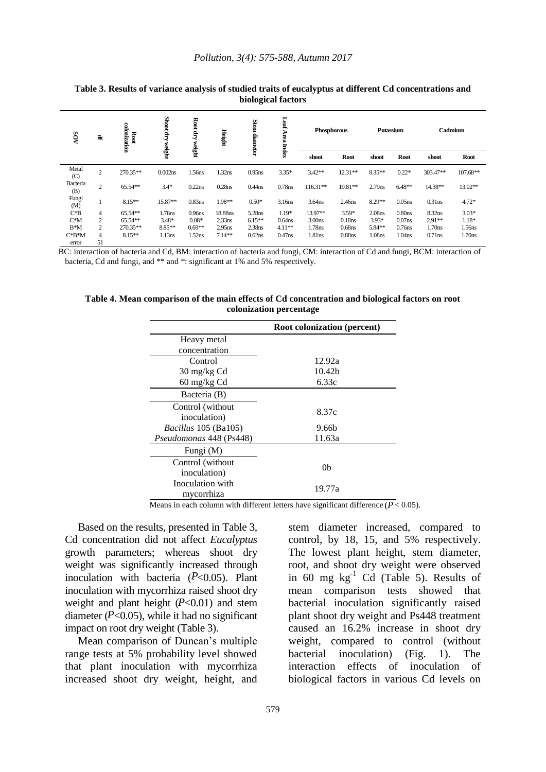**Table 3. Results of variance analysis of studied traits of eucalyptus at different Cd concentrations and biological factors**

| SOV | df | Root colonization | Shoot dry weight | Root dry weight | Height | Stem diameter | Leaf Area Index | Phosphorous | | Potassium | | Cadmium | |
|---|---|---|---|---|---|---|---|---|---|---|---|---|---|
| | | | | | | | | shoot | Root | shoot | Root | shoot | Root |
| Metal (C) | 2 | 270.35** | 0.002ns | 1.56ns | 1.32ns | 0.95ns | 3.35* | 3.42** | 12.31** | 8.35** | 0.22* | 303.47** | 107.68** |
| Bacteria (B) | 2 | 65.54** | 3.4* | 0.22ns | 0.28ns | 0.44ns | 0.78ns | 116.31** | 19.81** | 2.79ns | 6.48** | 14.38** | 13.02** |
| Fungi (M) | 1 | 8.15** | 15.87** | 0.83ns | 1.98** | 0.50* | 3.16ns | 3.64ns | 2.46ns | 8.29** | 0.05ns | 0.31ns | 4.72* |
| C*B | 4 | 65.54** | 1.76ns | 0.96ns | 18.88ns | 5.28ns | 1.19* | 13.97** | 3.59* | 2.08ns | 0.80ns | 8.32ns | 3.03* |
| C*M | 2 | 65.54** | 3.48* | 0.08* | 2.33ns | 6.15** | 0.64ns | 3.00ns | 0.18ns | 3.93* | 0.07ns | 2.91** | 1.18* |
| B*M | 2 | 270.35** | 8.85** | 0.69** | 2.95ns | 2.38ns | 4.11** | 1.78ns | 0.68ns | 5.84** | 0.76ns | 1.70ns | 1.56ns |
| C*B*M | 4 | 8.15** | 1.13ns | 1.52ns | 7.14** | 0.62ns | 0.47ns | 1.81ns | 0.88ns | 1.08ns | 1.04ns | 0.71ns | 1.70ns |
| error | 51 | | | | | | | | | | | | |

BC: interaction of bacteria and Cd, BM: interaction of bacteria and fungi, CM: interaction of Cd and fungi, BCM: interaction of bacteria, Cd and fungi, and ** and *: significant at 1% and 5% respectively.

**Table 4. Mean comparison of the main effects of Cd concentration and biological factors on root colonization percentage**

| | Root colonization (percent) |
|---|---|
| Heavy metal concentration | |
| Control | 12.92a |
| 30 mg/kg Cd | 10.42b |
| 60 mg/kg Cd | 6.33c |
| Bacteria (B) | |
| Control (without inoculation) | 8.37c |
| *Bacillus* 105 (Ba105) | 9.66b |
| *Pseudomonas* 448 (Ps448) | 11.63a |
| Fungi (M) | |
| Control (without inoculation) | 0b |
| Inoculation with mycorrhiza | 19.77a |

Means in each column with different letters have significant difference ($P < 0.05$).

Based on the results, presented in Table 3, Cd concentration did not affect *Eucalyptus* growth parameters; whereas shoot dry weight was significantly increased through inoculation with bacteria ($P<0.05$). Plant inoculation with mycorrhiza raised shoot dry weight and plant height ($P<0.01$) and stem diameter ($P<0.05$), while it had no significant impact on root dry weight (Table 3).

Mean comparison of Duncan's multiple range tests at 5% probability level showed that plant inoculation with mycorrhiza increased shoot dry weight, height, and stem diameter increased, compared to control, by 18, 15, and 5% respectively. The lowest plant height, stem diameter, root, and shoot dry weight were observed in 60 mg $kg^{-1}$ Cd (Table 5). Results of mean comparison tests showed that bacterial inoculation significantly raised plant shoot dry weight and Ps448 treatment caused an 16.2% increase in shoot dry weight, compared to control (without bacterial inoculation) (Fig. 1). The interaction effects of inoculation of biological factors in various Cd levels on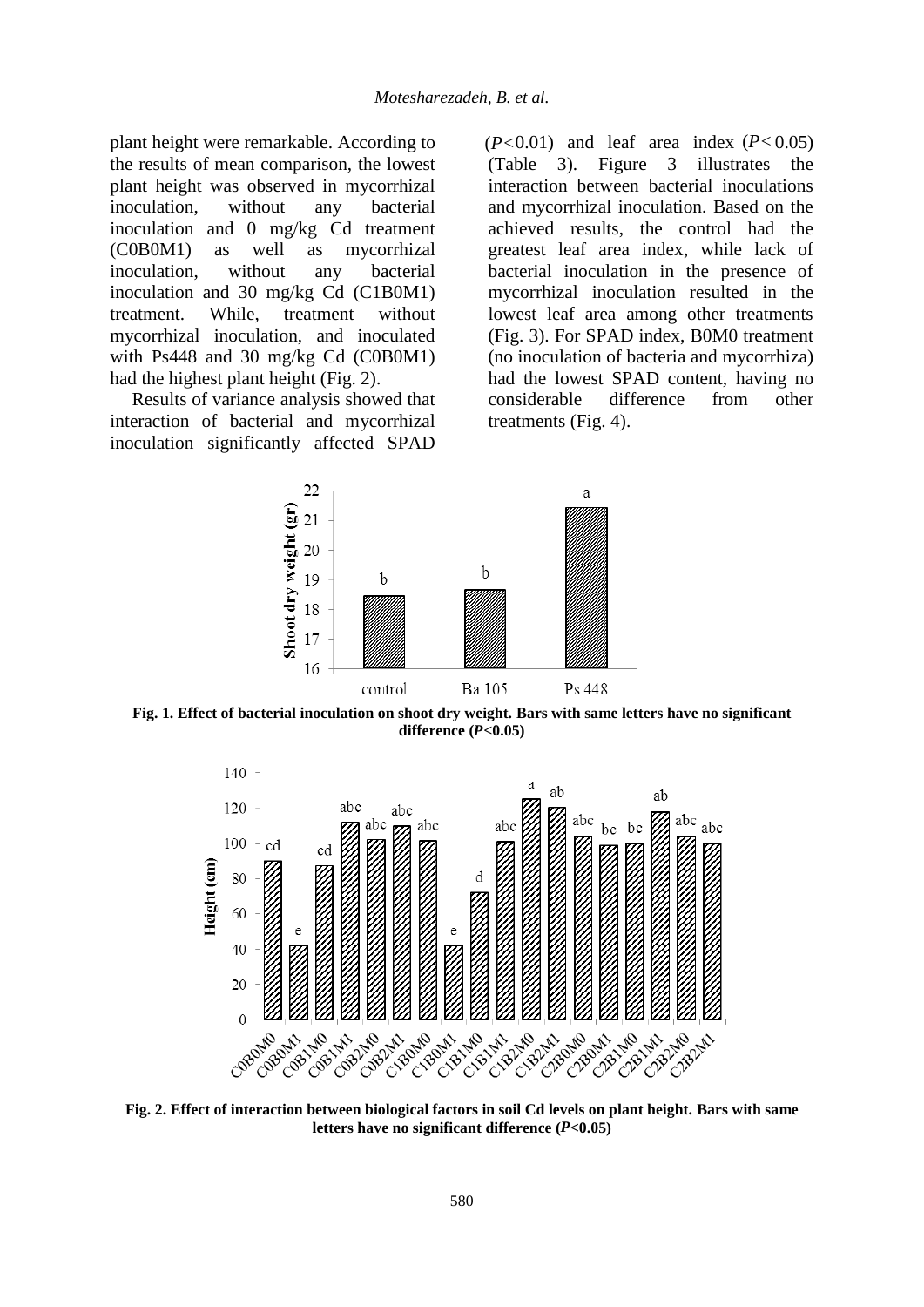plant height were remarkable. According to the results of mean comparison, the lowest plant height was observed in mycorrhizal inoculation, without any bacterial inoculation and 0 mg/kg Cd treatment (C0B0M1) as well as mycorrhizal inoculation, without any bacterial inoculation and 30 mg/kg Cd (C1B0M1) treatment. While, treatment without mycorrhizal inoculation, and inoculated with Ps448 and 30 mg/kg Cd (C0B0M1) had the highest plant height (Fig. 2).

Results of variance analysis showed that interaction of bacterial and mycorrhizal inoculation significantly affected SPAD ($P$<0.01) and leaf area index ($P$< 0.05) (Table 3). Figure 3 illustrates the interaction between bacterial inoculations and mycorrhizal inoculation. Based on the achieved results, the control had the greatest leaf area index, while lack of bacterial inoculation in the presence of mycorrhizal inoculation resulted in the lowest leaf area among other treatments (Fig. 3). For SPAD index, B0M0 treatment (no inoculation of bacteria and mycorrhiza) had the lowest SPAD content, having no considerable difference from other treatments (Fig. 4).

**Fig. 1. Effect of bacterial inoculation on shoot dry weight. Bars with same letters have no significant difference (*P*<0.05)**

**Fig. 2. Effect of interaction between biological factors in soil Cd levels on plant height. Bars with same letters have no significant difference (*P*<0.05)**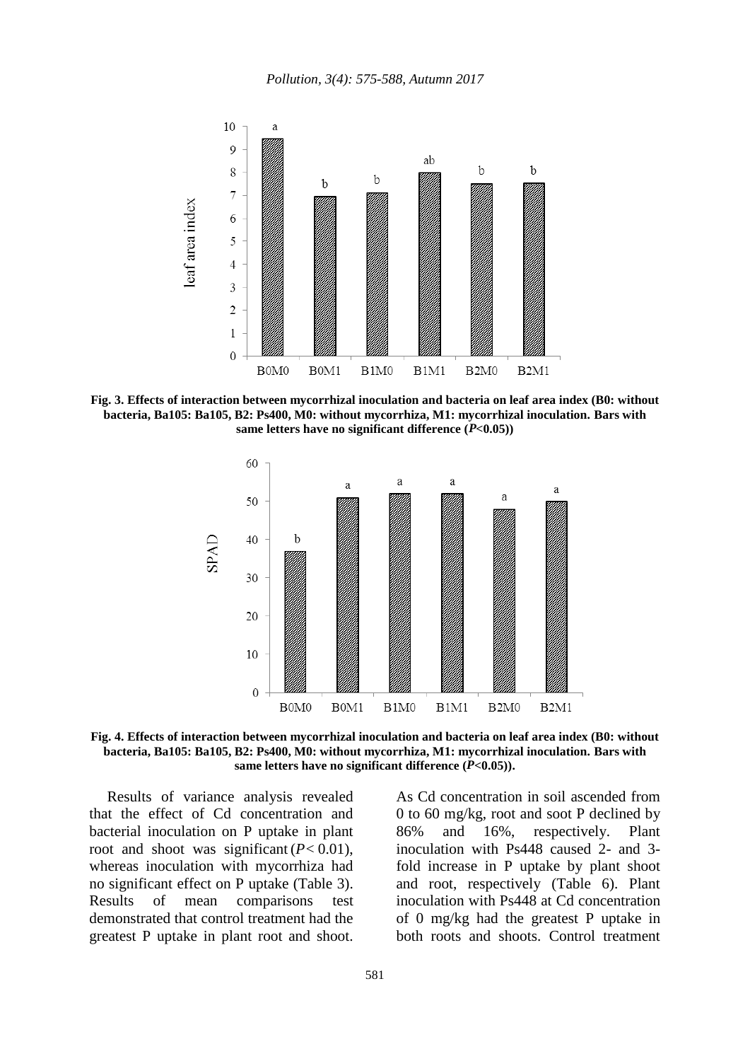**Fig. 3. Effects of interaction between mycorrhizal inoculation and bacteria on leaf area index (B0: without bacteria, Ba105: Ba105, B2: Ps400, M0: without mycorrhiza, M1: mycorrhizal inoculation. Bars with same letters have no significant difference (*P*<0.05))**

**Fig. 4. Effects of interaction between mycorrhizal inoculation and bacteria on leaf area index (B0: without bacteria, Ba105: Ba105, B2: Ps400, M0: without mycorrhiza, M1: mycorrhizal inoculation. Bars with same letters have no significant difference (*P*<0.05)).**

Results of variance analysis revealed that the effect of Cd concentration and bacterial inoculation on P uptake in plant root and shoot was significant ($P < 0.01$), whereas inoculation with mycorrhiza had no significant effect on P uptake (Table 3). Results of mean comparisons test demonstrated that control treatment had the greatest P uptake in plant root and shoot. As Cd concentration in soil ascended from 0 to 60 mg/kg, root and soot P declined by 86% and 16%, respectively. Plant inoculation with Ps448 caused 2- and 3-fold increase in P uptake by plant shoot and root, respectively (Table 6). Plant inoculation with Ps448 at Cd concentration of 0 mg/kg had the greatest P uptake in both roots and shoots. Control treatment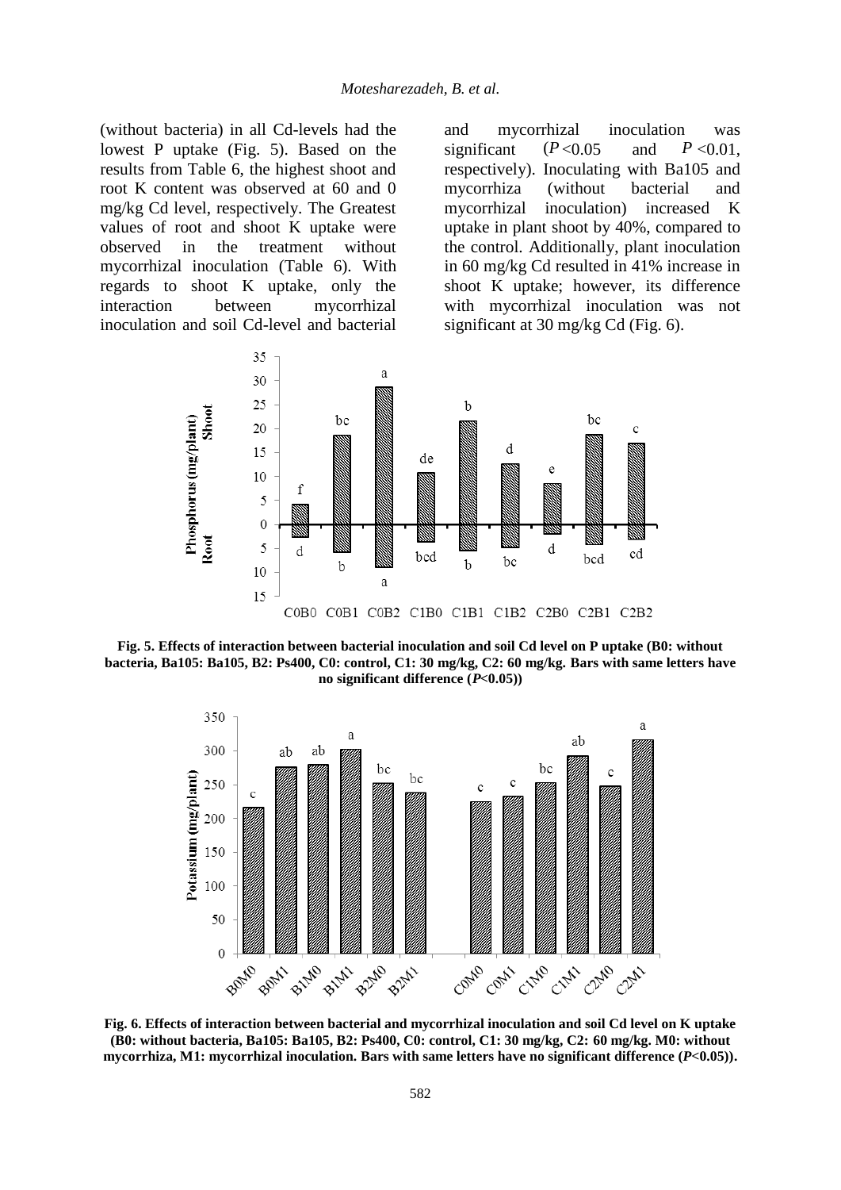(without bacteria) in all Cd-levels had the lowest P uptake (Fig. 5). Based on the results from Table 6, the highest shoot and root K content was observed at 60 and 0 mg/kg Cd level, respectively. The Greatest values of root and shoot K uptake were observed in the treatment without mycorrhizal inoculation (Table 6). With regards to shoot K uptake, only the interaction between mycorrhizal inoculation and soil Cd-level and bacterial and mycorrhizal inoculation was significant ($P<0.05$ and $P<0.01$, respectively). Inoculating with Ba105 and mycorrhiza (without bacterial and mycorrhizal inoculation) increased K uptake in plant shoot by 40%, compared to the control. Additionally, plant inoculation in 60 mg/kg Cd resulted in 41% increase in shoot K uptake; however, its difference with mycorrhizal inoculation was not significant at 30 mg/kg Cd (Fig. 6).

**Fig. 5. Effects of interaction between bacterial inoculation and soil Cd level on P uptake (B0: without bacteria, Ba105: Ba105, B2: Ps400, C0: control, C1: 30 mg/kg, C2: 60 mg/kg. Bars with same letters have no significant difference (*P*<0.05))**

**Fig. 6. Effects of interaction between bacterial and mycorrhizal inoculation and soil Cd level on K uptake (B0: without bacteria, Ba105: Ba105, B2: Ps400, C0: control, C1: 30 mg/kg, C2: 60 mg/kg. M0: without mycorrhiza, M1: mycorrhizal inoculation. Bars with same letters have no significant difference (*P*<0.05)).**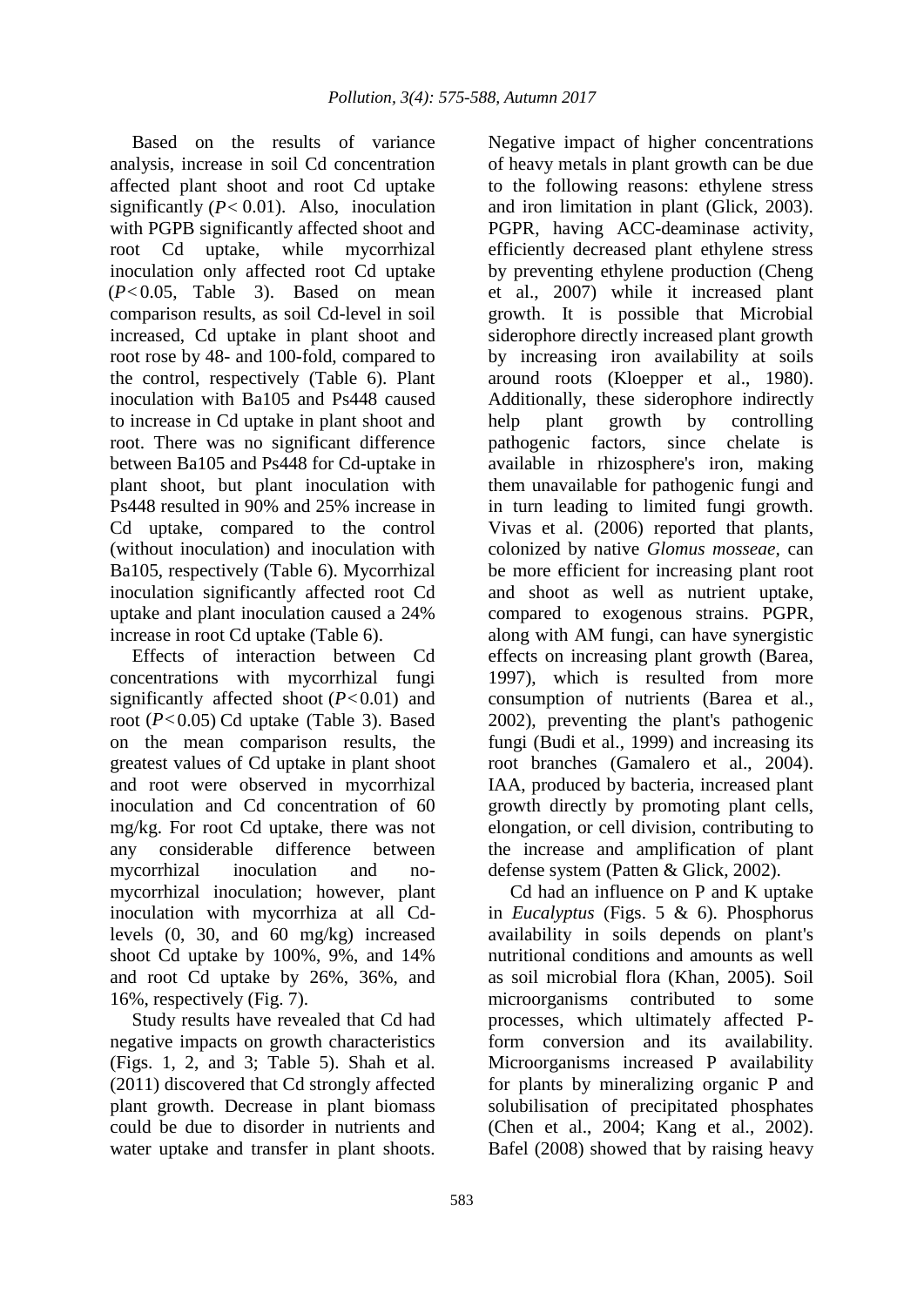Based on the results of variance analysis, increase in soil Cd concentration affected plant shoot and root Cd uptake significantly ($P < 0.01$). Also, inoculation with PGPB significantly affected shoot and root Cd uptake, while mycorrhizal inoculation only affected root Cd uptake ($P < 0.05$, Table 3). Based on mean comparison results, as soil Cd-level in soil increased, Cd uptake in plant shoot and root rose by 48- and 100-fold, compared to the control, respectively (Table 6). Plant inoculation with Ba105 and Ps448 caused to increase in Cd uptake in plant shoot and root. There was no significant difference between Ba105 and Ps448 for Cd-uptake in plant shoot, but plant inoculation with Ps448 resulted in 90% and 25% increase in Cd uptake, compared to the control (without inoculation) and inoculation with Ba105, respectively (Table 6). Mycorrhizal inoculation significantly affected root Cd uptake and plant inoculation caused a 24% increase in root Cd uptake (Table 6).

Effects of interaction between Cd concentrations with mycorrhizal fungi significantly affected shoot ($P < 0.01$) and root ($P < 0.05$) Cd uptake (Table 3). Based on the mean comparison results, the greatest values of Cd uptake in plant shoot and root were observed in mycorrhizal inoculation and Cd concentration of 60 mg/kg. For root Cd uptake, there was not any considerable difference between mycorrhizal inoculation and no-mycorrhizal inoculation; however, plant inoculation with mycorrhiza at all Cd-levels (0, 30, and 60 mg/kg) increased shoot Cd uptake by 100%, 9%, and 14% and root Cd uptake by 26%, 36%, and 16%, respectively (Fig. 7).

Study results have revealed that Cd had negative impacts on growth characteristics (Figs. 1, 2, and 3; Table 5). Shah et al. (2011) discovered that Cd strongly affected plant growth. Decrease in plant biomass could be due to disorder in nutrients and water uptake and transfer in plant shoots. Negative impact of higher concentrations of heavy metals in plant growth can be due to the following reasons: ethylene stress and iron limitation in plant (Glick, 2003). PGPR, having ACC-deaminase activity, efficiently decreased plant ethylene stress by preventing ethylene production (Cheng et al., 2007) while it increased plant growth. It is possible that Microbial siderophore directly increased plant growth by increasing iron availability at soils around roots (Kloepper et al., 1980). Additionally, these siderophore indirectly help plant growth by controlling pathogenic factors, since chelate is available in rhizosphere's iron, making them unavailable for pathogenic fungi and in turn leading to limited fungi growth. Vivas et al. (2006) reported that plants, colonized by native *Glomus mosseae*, can be more efficient for increasing plant root and shoot as well as nutrient uptake, compared to exogenous strains. PGPR, along with AM fungi, can have synergistic effects on increasing plant growth (Barea, 1997), which is resulted from more consumption of nutrients (Barea et al., 2002), preventing the plant's pathogenic fungi (Budi et al., 1999) and increasing its root branches (Gamalero et al., 2004). IAA, produced by bacteria, increased plant growth directly by promoting plant cells, elongation, or cell division, contributing to the increase and amplification of plant defense system (Patten & Glick, 2002).

Cd had an influence on P and K uptake in *Eucalyptus* (Figs. 5 & 6). Phosphorus availability in soils depends on plant's nutritional conditions and amounts as well as soil microbial flora (Khan, 2005). Soil microorganisms contributed to some processes, which ultimately affected P-form conversion and its availability. Microorganisms increased P availability for plants by mineralizing organic P and solubilisation of precipitated phosphates (Chen et al., 2004; Kang et al., 2002). Bafel (2008) showed that by raising heavy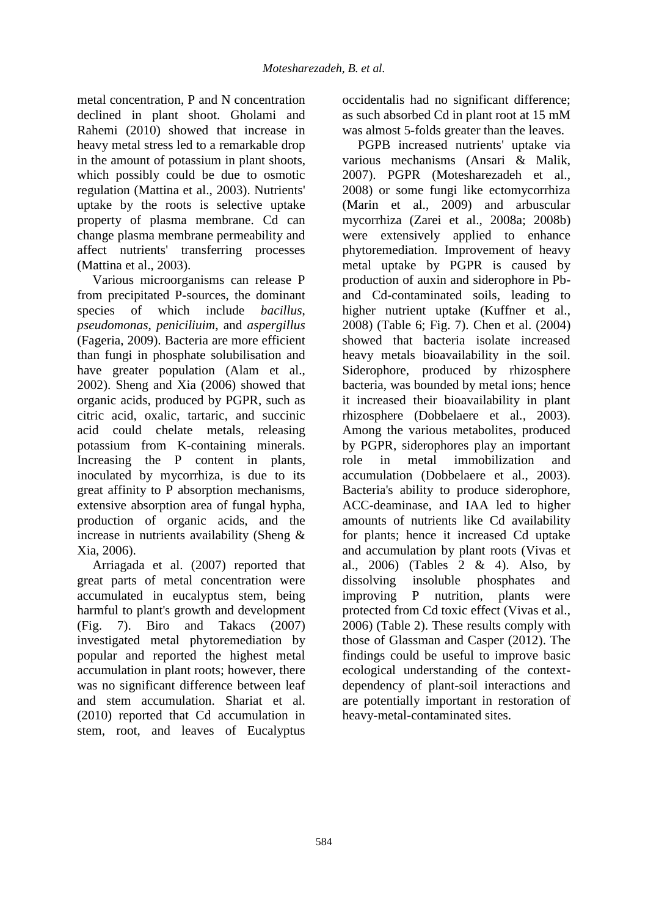metal concentration, P and N concentration declined in plant shoot. Gholami and Rahemi (2010) showed that increase in heavy metal stress led to a remarkable drop in the amount of potassium in plant shoots, which possibly could be due to osmotic regulation (Mattina et al., 2003). Nutrients' uptake by the roots is selective uptake property of plasma membrane. Cd can change plasma membrane permeability and affect nutrients' transferring processes (Mattina et al., 2003).

Various microorganisms can release P from precipitated P-sources, the dominant species of which include *bacillus*, *pseudomonas*, *peniciliuim*, and *aspergillus* (Fageria, 2009). Bacteria are more efficient than fungi in phosphate solubilisation and have greater population (Alam et al., 2002). Sheng and Xia (2006) showed that organic acids, produced by PGPR, such as citric acid, oxalic, tartaric, and succinic acid could chelate metals, releasing potassium from K-containing minerals. Increasing the P content in plants, inoculated by mycorrhiza, is due to its great affinity to P absorption mechanisms, extensive absorption area of fungal hypha, production of organic acids, and the increase in nutrients availability (Sheng & Xia, 2006).

Arriagada et al. (2007) reported that great parts of metal concentration were accumulated in eucalyptus stem, being harmful to plant's growth and development (Fig. 7). Biro and Takacs (2007) investigated metal phytoremediation by popular and reported the highest metal accumulation in plant roots; however, there was no significant difference between leaf and stem accumulation. Shariat et al. (2010) reported that Cd accumulation in stem, root, and leaves of Eucalyptus occidentalis had no significant difference; as such absorbed Cd in plant root at 15 mM was almost 5-folds greater than the leaves.

PGPB increased nutrients' uptake via various mechanisms (Ansari & Malik, 2007). PGPR (Motesharezadeh et al., 2008) or some fungi like ectomycorrhiza (Marin et al., 2009) and arbuscular mycorrhiza (Zarei et al., 2008a; 2008b) were extensively applied to enhance phytoremediation. Improvement of heavy metal uptake by PGPR is caused by production of auxin and siderophore in Pb- and Cd-contaminated soils, leading to higher nutrient uptake (Kuffner et al., 2008) (Table 6; Fig. 7). Chen et al. (2004) showed that bacteria isolate increased heavy metals bioavailability in the soil. Siderophore, produced by rhizosphere bacteria, was bounded by metal ions; hence it increased their bioavailability in plant rhizosphere (Dobbelaere et al., 2003). Among the various metabolites, produced by PGPR, siderophores play an important role in metal immobilization and accumulation (Dobbelaere et al., 2003). Bacteria's ability to produce siderophore, ACC-deaminase, and IAA led to higher amounts of nutrients like Cd availability for plants; hence it increased Cd uptake and accumulation by plant roots (Vivas et al., 2006) (Tables 2 & 4). Also, by dissolving insoluble phosphates and improving P nutrition, plants were protected from Cd toxic effect (Vivas et al., 2006) (Table 2). These results comply with those of Glassman and Casper (2012). The findings could be useful to improve basic ecological understanding of the context-dependency of plant-soil interactions and are potentially important in restoration of heavy-metal-contaminated sites.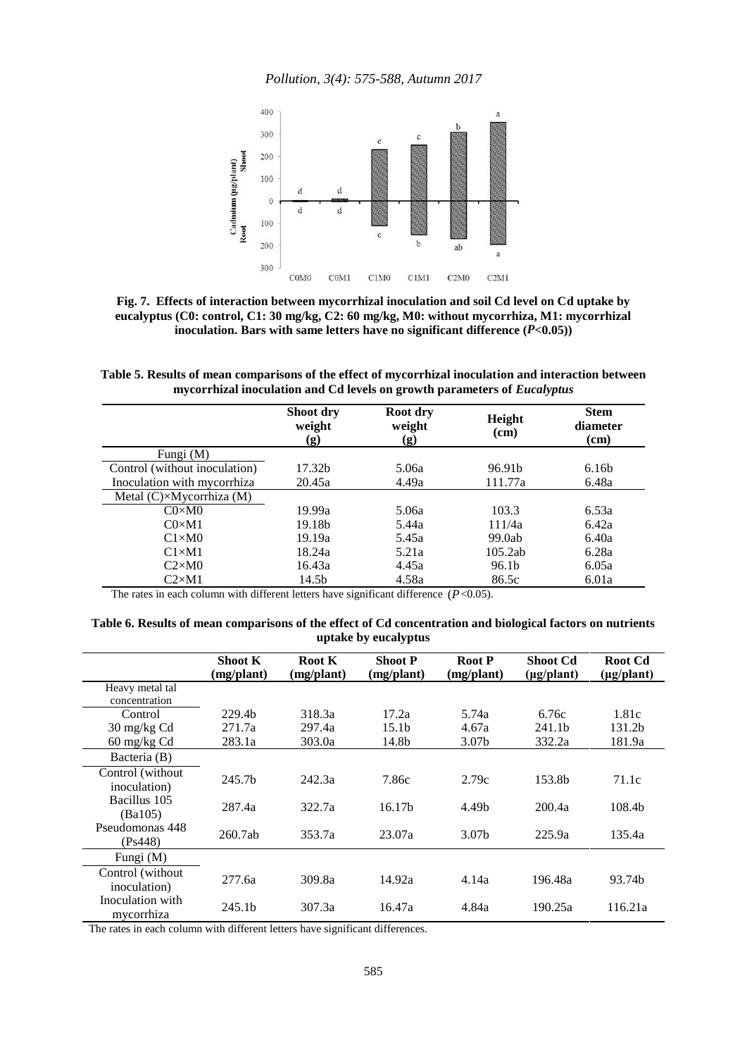**Fig. 7. Effects of interaction between mycorrhizal inoculation and soil Cd level on Cd uptake by eucalyptus (C0: control, C1: 30 mg/kg, C2: 60 mg/kg, M0: without mycorrhiza, M1: mycorrhizal inoculation. Bars with same letters have no significant difference ($P$<0.05))**

**Table 5. Results of mean comparisons of the effect of mycorrhizal inoculation and interaction between mycorrhizal inoculation and Cd levels on growth parameters of *Eucalyptus***

| | Shoot dry weight (g) | Root dry weight (g) | Height (cm) | Stem diameter (cm) |
|---|---|---|---|---|
| Fungi (M) | | | | |
| Control (without inoculation) | 17.32b | 5.06a | 96.91b | 6.16b |
| Inoculation with mycorrhiza | 20.45a | 4.49a | 111.77a | 6.48a |
| Metal (C)×Mycorrhiza (M) | | | | |
| C0×M0 | 19.99a | 5.06a | 103.3 | 6.53a |
| C0×M1 | 19.18b | 5.44a | 111/4a | 6.42a |
| C1×M0 | 19.19a | 5.45a | 99.0ab | 6.40a |
| C1×M1 | 18.24a | 5.21a | 105.2ab | 6.28a |
| C2×M0 | 16.43a | 4.45a | 96.1b | 6.05a |
| C2×M1 | 14.5b | 4.58a | 86.5c | 6.01a |

The rates in each column with different letters have significant difference ($P$<0.05).

**Table 6. Results of mean comparisons of the effect of Cd concentration and biological factors on nutrients uptake by eucalyptus**

| | Shoot K (mg/plant) | Root K (mg/plant) | Shoot P (mg/plant) | Root P (mg/plant) | Shoot Cd (µg/plant) | Root Cd (µg/plant) |
|---|---|---|---|---|---|---|
| Heavy metal tal concentration | | | | | | |
| Control | 229.4b | 318.3a | 17.2a | 5.74a | 6.76c | 1.81c |
| 30 mg/kg Cd | 271.7a | 297.4a | 15.1b | 4.67a | 241.1b | 131.2b |
| 60 mg/kg Cd | 283.1a | 303.0a | 14.8b | 3.07b | 332.2a | 181.9a |
| Bacteria (B) | | | | | | |
| Control (without inoculation) | 245.7b | 242.3a | 7.86c | 2.79c | 153.8b | 71.1c |
| Bacillus 105 (Ba105) | 287.4a | 322.7a | 16.17b | 4.49b | 200.4a | 108.4b |
| Pseudomonas 448 (Ps448) | 260.7ab | 353.7a | 23.07a | 3.07b | 225.9a | 135.4a |
| Fungi (M) | | | | | | |
| Control (without inoculation) | 277.6a | 309.8a | 14.92a | 4.14a | 196.48a | 93.74b |
| Inoculation with mycorrhiza | 245.1b | 307.3a | 16.47a | 4.84a | 190.25a | 116.21a |

The rates in each column with different letters have significant differences.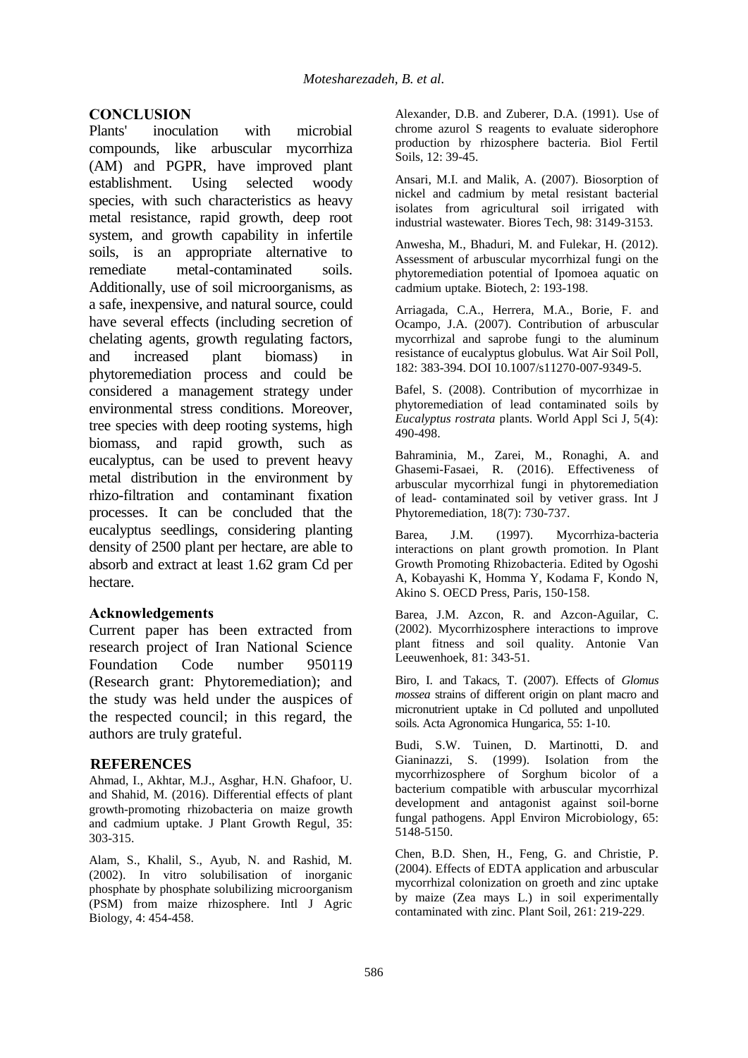## CONCLUSION

Plants' inoculation with microbial compounds, like arbuscular mycorrhiza (AM) and PGPR, have improved plant establishment. Using selected woody species, with such characteristics as heavy metal resistance, rapid growth, deep root system, and growth capability in infertile soils, is an appropriate alternative to remediate metal-contaminated soils. Additionally, use of soil microorganisms, as a safe, inexpensive, and natural source, could have several effects (including secretion of chelating agents, growth regulating factors, and increased plant biomass) in phytoremediation process and could be considered a management strategy under environmental stress conditions. Moreover, tree species with deep rooting systems, high biomass, and rapid growth, such as eucalyptus, can be used to prevent heavy metal distribution in the environment by rhizo-filtration and contaminant fixation processes. It can be concluded that the eucalyptus seedlings, considering planting density of 2500 plant per hectare, are able to absorb and extract at least 1.62 gram Cd per hectare.

### Acknowledgements

Current paper has been extracted from research project of Iran National Science Foundation Code number 950119 (Research grant: Phytoremediation); and the study was held under the auspices of the respected council; in this regard, the authors are truly grateful.

## REFERENCES

Ahmad, I., Akhtar, M.J., Asghar, H.N. Ghafoor, U. and Shahid, M. (2016). Differential effects of plant growth-promoting rhizobacteria on maize growth and cadmium uptake. J Plant Growth Regul, 35: 303-315.

Alam, S., Khalil, S., Ayub, N. and Rashid, M. (2002). In vitro solubilisation of inorganic phosphate by phosphate solubilizing microorganism (PSM) from maize rhizosphere. Intl J Agric Biology, 4: 454-458.

Alexander, D.B. and Zuberer, D.A. (1991). Use of chrome azurol S reagents to evaluate siderophore production by rhizosphere bacteria. Biol Fertil Soils, 12: 39-45.

Ansari, M.I. and Malik, A. (2007). Biosorption of nickel and cadmium by metal resistant bacterial isolates from agricultural soil irrigated with industrial wastewater. Biores Tech, 98: 3149-3153.

Anwesha, M., Bhaduri, M. and Fulekar, H. (2012). Assessment of arbuscular mycorrhizal fungi on the phytoremediation potential of Ipomoea aquatic on cadmium uptake. Biotech, 2: 193-198.

Arriagada, C.A., Herrera, M.A., Borie, F. and Ocampo, J.A. (2007). Contribution of arbuscular mycorrhizal and saprobe fungi to the aluminum resistance of eucalyptus globulus. Wat Air Soil Poll, 182: 383-394. DOI 10.1007/s11270-007-9349-5.

Bafel, S. (2008). Contribution of mycorrhizae in phytoremediation of lead contaminated soils by *Eucalyptus rostrata* plants. World Appl Sci J, 5(4): 490-498.

Bahraminia, M., Zarei, M., Ronaghi, A. and Ghasemi-Fasaei, R. (2016). Effectiveness of arbuscular mycorrhizal fungi in phytoremediation of lead- contaminated soil by vetiver grass. Int J Phytoremediation, 18(7): 730-737.

Barea, J.M. (1997). Mycorrhiza-bacteria interactions on plant growth promotion. In Plant Growth Promoting Rhizobacteria. Edited by Ogoshi A, Kobayashi K, Homma Y, Kodama F, Kondo N, Akino S. OECD Press, Paris, 150-158.

Barea, J.M. Azcon, R. and Azcon-Aguilar, C. (2002). Mycorrhizosphere interactions to improve plant fitness and soil quality. Antonie Van Leeuwenhoek, 81: 343-51.

Biro, I. and Takacs, T. (2007). Effects of *Glomus mossea* strains of different origin on plant macro and micronutrient uptake in Cd polluted and unpolluted soils. Acta Agronomica Hungarica, 55: 1-10.

Budi, S.W. Tuinen, D. Martinotti, D. and Gianinazzi, S. (1999). Isolation from the mycorrhizosphere of Sorghum bicolor of a bacterium compatible with arbuscular mycorrhizal development and antagonist against soil-borne fungal pathogens. Appl Environ Microbiology, 65: 5148-5150.

Chen, B.D. Shen, H., Feng, G. and Christie, P. (2004). Effects of EDTA application and arbuscular mycorrhizal colonization on groeth and zinc uptake by maize (Zea mays L.) in soil experimentally contaminated with zinc. Plant Soil, 261: 219-229.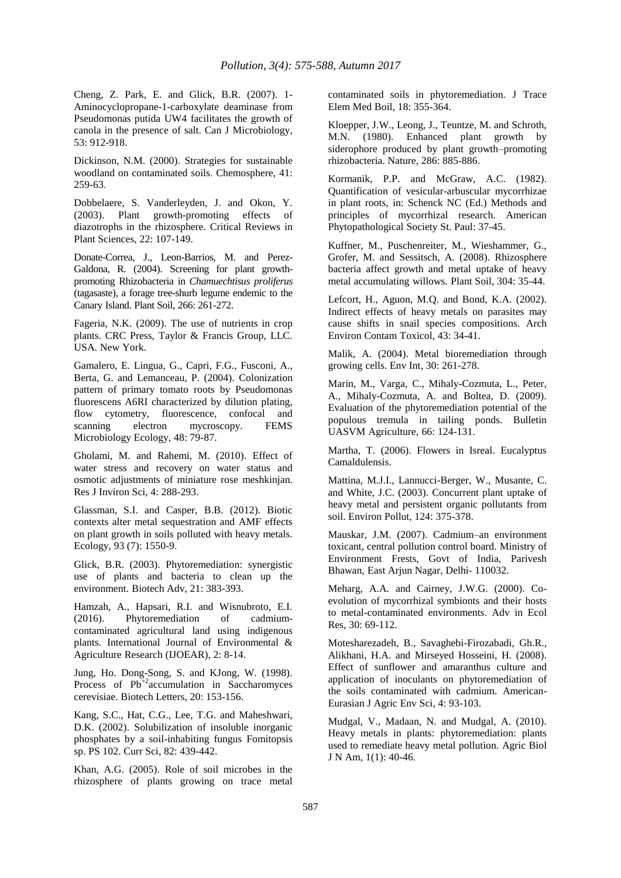Cheng, Z. Park, E. and Glick, B.R. (2007). 1-Aminocyclopropane-1-carboxylate deaminase from Pseudomonas putida UW4 facilitates the growth of canola in the presence of salt. Can J Microbiology, 53: 912-918.

Dickinson, N.M. (2000). Strategies for sustainable woodland on contaminated soils. Chemosphere, 41: 259-63.

Dobbelaere, S. Vanderleyden, J. and Okon, Y. (2003). Plant growth-promoting effects of diazotrophs in the rhizosphere. Critical Reviews in Plant Sciences, 22: 107-149.

Donate-Correa, J., Leon-Barrios, M. and Perez-Galdona, R. (2004). Screening for plant growth-promoting Rhizobacteria in *Chamuechtisus proliferus* (tagasaste), a forage tree-shurb legume endemic to the Canary Island. Plant Soil, 266: 261-272.

Fageria, N.K. (2009). The use of nutrients in crop plants. CRC Press, Taylor & Francis Group, LLC. USA. New York.

Gamalero, E. Lingua, G., Capri, F.G., Fusconi, A., Berta, G. and Lemanceau, P. (2004). Colonization pattern of primary tomato roots by Pseudomonas fluorescens A6RI characterized by dilution plating, flow cytometry, fluorescence, confocal and scanning electron mycroscopy. FEMS Microbiology Ecology, 48: 79-87.

Gholami, M. and Rahemi, M. (2010). Effect of water stress and recovery on water status and osmotic adjustments of miniature rose meshkinjan. Res J Inviron Sci, 4: 288-293.

Glassman, S.I. and Casper, B.B. (2012). Biotic contexts alter metal sequestration and AMF effects on plant growth in soils polluted with heavy metals. Ecology, 93 (7): 1550-9.

Glick, B.R. (2003). Phytoremediation: synergistic use of plants and bacteria to clean up the environment. Biotech Adv, 21: 383-393.

Hamzah, A., Hapsari, R.I. and Wisnubroto, E.I. (2016). Phytoremediation of cadmium-contaminated agricultural land using indigenous plants. International Journal of Environmental & Agriculture Research (IJOEAR), 2: 8-14.

Jung, Ho. Dong-Song, S. and KJong, W. (1998). Process of $Pb^{+2}$accumulation in Saccharomyces cerevisiae. Biotech Letters, 20: 153-156.

Kang, S.C., Hat, C.G., Lee, T.G. and Maheshwari, D.K. (2002). Solubilization of insoluble inorganic phosphates by a soil-inhabiting fungus Fomitopsis sp. PS 102. Curr Sci, 82: 439-442.

Khan, A.G. (2005). Role of soil microbes in the rhizosphere of plants growing on trace metal contaminated soils in phytoremediation. J Trace Elem Med Boil, 18: 355-364.

Kloepper, J.W., Leong, J., Teuntze, M. and Schroth, M.N. (1980). Enhanced plant growth by siderophore produced by plant growth–promoting rhizobacteria. Nature, 286: 885-886.

Kormanik, P.P. and McGraw, A.C. (1982). Quantification of vesicular-arbuscular mycorrhizae in plant roots, in: Schenck NC (Ed.) Methods and principles of mycorrhizal research. American Phytopathological Society St. Paul: 37-45.

Kuffner, M., Puschenreiter, M., Wieshammer, G., Grofer, M. and Sessitsch, A. (2008). Rhizosphere bacteria affect growth and metal uptake of heavy metal accumulating willows. Plant Soil, 304: 35-44.

Lefcort, H., Aguon, M.Q. and Bond, K.A. (2002). Indirect effects of heavy metals on parasites may cause shifts in snail species compositions. Arch Environ Contam Toxicol, 43: 34-41.

Malik, A. (2004). Metal bioremediation through growing cells. Env Int, 30: 261-278.

Marin, M., Varga, C., Mihaly-Cozmuta, L., Peter, A., Mihaly-Cozmuta, A. and Boltea, D. (2009). Evaluation of the phytoremediation potential of the populous tremula in tailing ponds. Bulletin UASVM Agriculture, 66: 124-131.

Martha, T. (2006). Flowers in Isreal. Eucalyptus Camaldulensis.

Mattina, M.J.I., Lannucci-Berger, W., Musante, C. and White, J.C. (2003). Concurrent plant uptake of heavy metal and persistent organic pollutants from soil. Environ Pollut, 124: 375-378.

Mauskar, J.M. (2007). Cadmium–an environment toxicant, central pollution control board. Ministry of Environment Frests, Govt of India, Parivesh Bhawan, East Arjun Nagar, Delhi- 110032.

Meharg, A.A. and Cairney, J.W.G. (2000). Co-evolution of mycorrhizal symbionts and their hosts to metal-contaminated environments. Adv in Ecol Res, 30: 69-112.

Motesharezadeh, B., Savaghebi-Firozabadi, Gh.R., Alikhani, H.A. and Mirseyed Hosseini, H. (2008). Effect of sunflower and amaranthus culture and application of inoculants on phytoremediation of the soils contaminated with cadmium. American-Eurasian J Agric Env Sci, 4: 93-103.

Mudgal, V., Madaan, N. and Mudgal, A. (2010). Heavy metals in plants: phytoremediation: plants used to remediate heavy metal pollution. Agric Biol J N Am, 1(1): 40-46.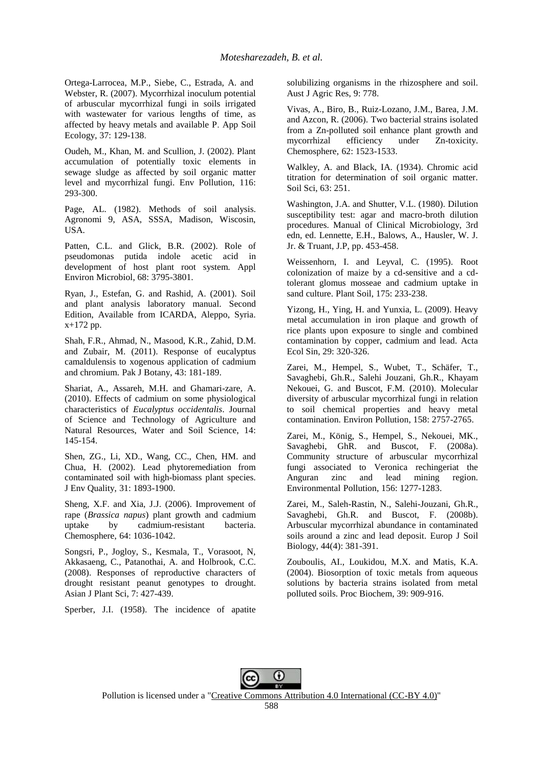Ortega-Larrocea, M.P., Siebe, C., Estrada, A. and Webster, R. (2007). Mycorrhizal inoculum potential of arbuscular mycorrhizal fungi in soils irrigated with wastewater for various lengths of time, as affected by heavy metals and available P. App Soil Ecology, 37: 129-138.

Oudeh, M., Khan, M. and Scullion, J. (2002). Plant accumulation of potentially toxic elements in sewage sludge as affected by soil organic matter level and mycorrhizal fungi. Env Pollution, 116: 293-300.

Page, AL. (1982). Methods of soil analysis. Agronomi 9, ASA, SSSA, Madison, Wiscosin, USA.

Patten, C.L. and Glick, B.R. (2002). Role of pseudomonas putida indole acetic acid in development of host plant root system. Appl Environ Microbiol, 68: 3795-3801.

Ryan, J., Estefan, G. and Rashid, A. (2001). Soil and plant analysis laboratory manual. Second Edition, Available from ICARDA, Aleppo, Syria. x+172 pp.

Shah, F.R., Ahmad, N., Masood, K.R., Zahid, D.M. and Zubair, M. (2011). Response of eucalyptus camaldulensis to xogenous application of cadmium and chromium. Pak J Botany, 43: 181-189.

Shariat, A., Assareh, M.H. and Ghamari-zare, A. (2010). Effects of cadmium on some physiological characteristics of *Eucalyptus occidentalis*. Journal of Science and Technology of Agriculture and Natural Resources, Water and Soil Science, 14: 145-154.

Shen, ZG., Li, XD., Wang, CC., Chen, HM. and Chua, H. (2002). Lead phytoremediation from contaminated soil with high-biomass plant species. J Env Quality, 31: 1893-1900.

Sheng, X.F. and Xia, J.J. (2006). Improvement of rape (*Brassica napus*) plant growth and cadmium uptake by cadmium-resistant bacteria. Chemosphere, 64: 1036-1042.

Songsri, P., Jogloy, S., Kesmala, T., Vorasoot, N, Akkasaeng, C., Patanothai, A. and Holbrook, C.C. (2008). Responses of reproductive characters of drought resistant peanut genotypes to drought. Asian J Plant Sci, 7: 427-439.

Sperber, J.I. (1958). The incidence of apatite solubilizing organisms in the rhizosphere and soil. Aust J Agric Res, 9: 778.

Vivas, A., Biro, B., Ruiz-Lozano, J.M., Barea, J.M. and Azcon, R. (2006). Two bacterial strains isolated from a Zn-polluted soil enhance plant growth and mycorrhizal efficiency under Zn-toxicity. Chemosphere, 62: 1523-1533.

Walkley, A. and Black, IA. (1934). Chromic acid titration for determination of soil organic matter. Soil Sci, 63: 251.

Washington, J.A. and Shutter, V.L. (1980). Dilution susceptibility test: agar and macro-broth dilution procedures. Manual of Clinical Microbiology, 3rd edn, ed. Lennette, E.H., Balows, A., Hausler, W. J. Jr. & Truant, J.P, pp. 453-458.

Weissenhorn, I. and Leyval, C. (1995). Root colonization of maize by a cd-sensitive and a cd-tolerant glomus mosseae and cadmium uptake in sand culture. Plant Soil, 175: 233-238.

Yizong, H., Ying, H. and Yunxia, L. (2009). Heavy metal accumulation in iron plaque and growth of rice plants upon exposure to single and combined contamination by copper, cadmium and lead. Acta Ecol Sin, 29: 320-326.

Zarei, M., Hempel, S., Wubet, T., Schäfer, T., Savaghebi, Gh.R., Salehi Jouzani, Gh.R., Khayam Nekouei, G. and Buscot, F.M. (2010). Molecular diversity of arbuscular mycorrhizal fungi in relation to soil chemical properties and heavy metal contamination. Environ Pollution, 158: 2757-2765.

Zarei, M., König, S., Hempel, S., Nekouei, MK., Savaghebi, GhR. and Buscot, F. (2008a). Community structure of arbuscular mycorrhizal fungi associated to Veronica rechingeriat the Anguran zinc and lead mining region. Environmental Pollution, 156: 1277-1283.

Zarei, M., Saleh-Rastin, N., Salehi-Jouzani, Gh.R., Savaghebi, Gh.R. and Buscot, F. (2008b). Arbuscular mycorrhizal abundance in contaminated soils around a zinc and lead deposit. Europ J Soil Biology, 44(4): 381-391.

Zouboulis, AI., Loukidou, M.X. and Matis, K.A. (2004). Biosorption of toxic metals from aqueous solutions by bacteria strains isolated from metal polluted soils. Proc Biochem, 39: 909-916.

Pollution is licensed under a "Creative Commons Attribution 4.0 International (CC-BY 4.0)"